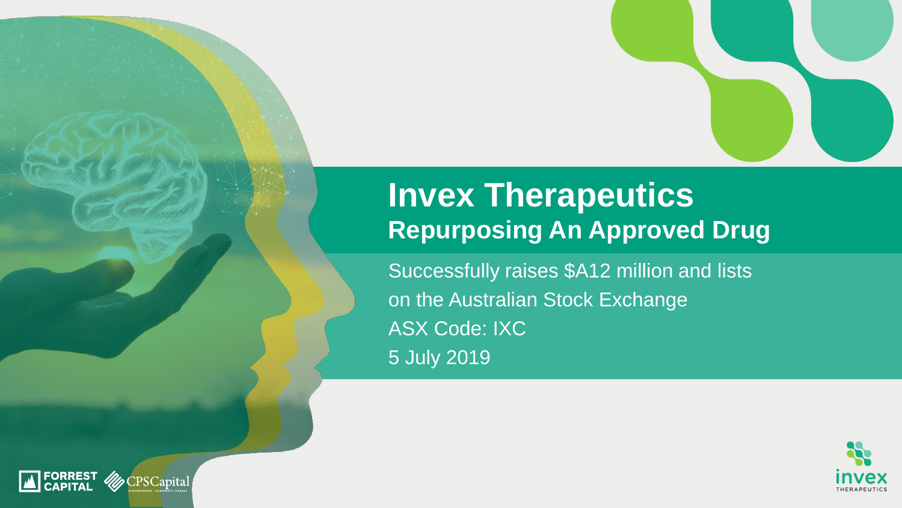# Invex Therapeutics

## Repurposing An Approved Drug

Successfully raises $A12 million and lists on the Australian Stock Exchange

ASX Code: IXC

5 July 2019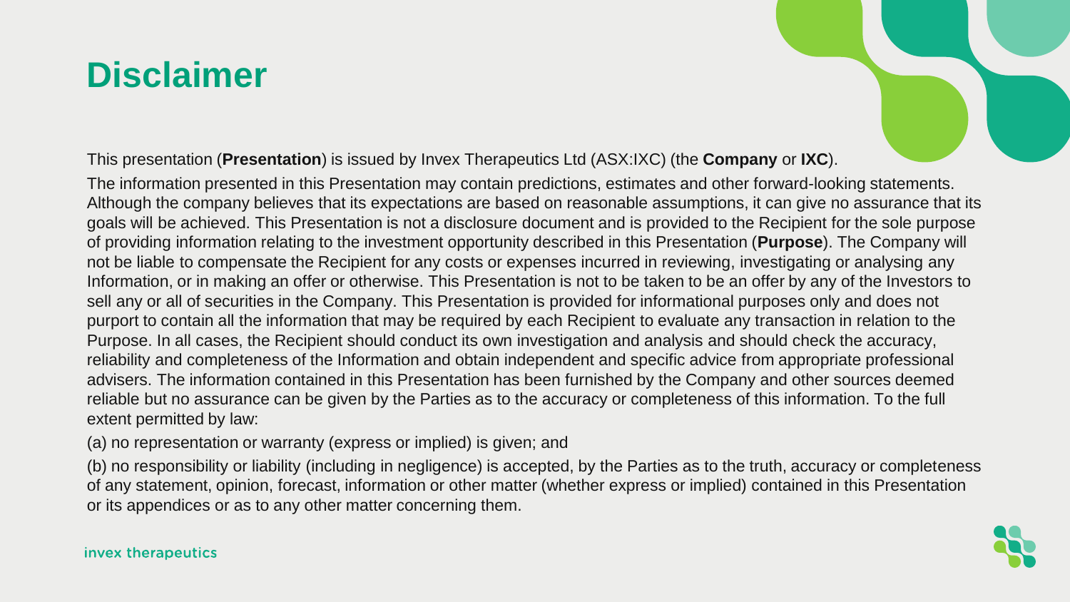# Disclaimer

This presentation (**Presentation**) is issued by Invex Therapeutics Ltd (ASX:IXC) (the **Company** or **IXC**).

The information presented in this Presentation may contain predictions, estimates and other forward-looking statements. Although the company believes that its expectations are based on reasonable assumptions, it can give no assurance that its goals will be achieved. This Presentation is not a disclosure document and is provided to the Recipient for the sole purpose of providing information relating to the investment opportunity described in this Presentation (**Purpose**). The Company will not be liable to compensate the Recipient for any costs or expenses incurred in reviewing, investigating or analysing any Information, or in making an offer or otherwise. This Presentation is not to be taken to be an offer by any of the Investors to sell any or all of securities in the Company. This Presentation is provided for informational purposes only and does not purport to contain all the information that may be required by each Recipient to evaluate any transaction in relation to the Purpose. In all cases, the Recipient should conduct its own investigation and analysis and should check the accuracy, reliability and completeness of the Information and obtain independent and specific advice from appropriate professional advisers. The information contained in this Presentation has been furnished by the Company and other sources deemed reliable but no assurance can be given by the Parties as to the accuracy or completeness of this information. To the full extent permitted by law:

(a) no representation or warranty (express or implied) is given; and

(b) no responsibility or liability (including in negligence) is accepted, by the Parties as to the truth, accuracy or completeness of any statement, opinion, forecast, information or other matter (whether express or implied) contained in this Presentation or its appendices or as to any other matter concerning them.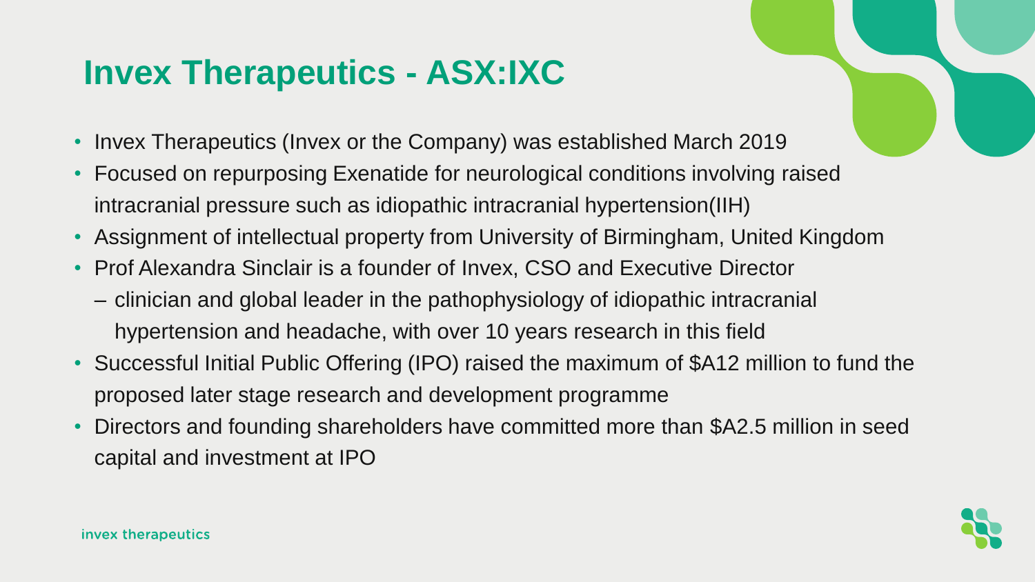# Invex Therapeutics - ASX:IXC

- Invex Therapeutics (Invex or the Company) was established March 2019
- Focused on repurposing Exenatide for neurological conditions involving raised intracranial pressure such as idiopathic intracranial hypertension(IIH)
- Assignment of intellectual property from University of Birmingham, United Kingdom
- Prof Alexandra Sinclair is a founder of Invex, CSO and Executive Director
  - clinician and global leader in the pathophysiology of idiopathic intracranial hypertension and headache, with over 10 years research in this field
- Successful Initial Public Offering (IPO) raised the maximum of $A12 million to fund the proposed later stage research and development programme
- Directors and founding shareholders have committed more than $A2.5 million in seed capital and investment at IPO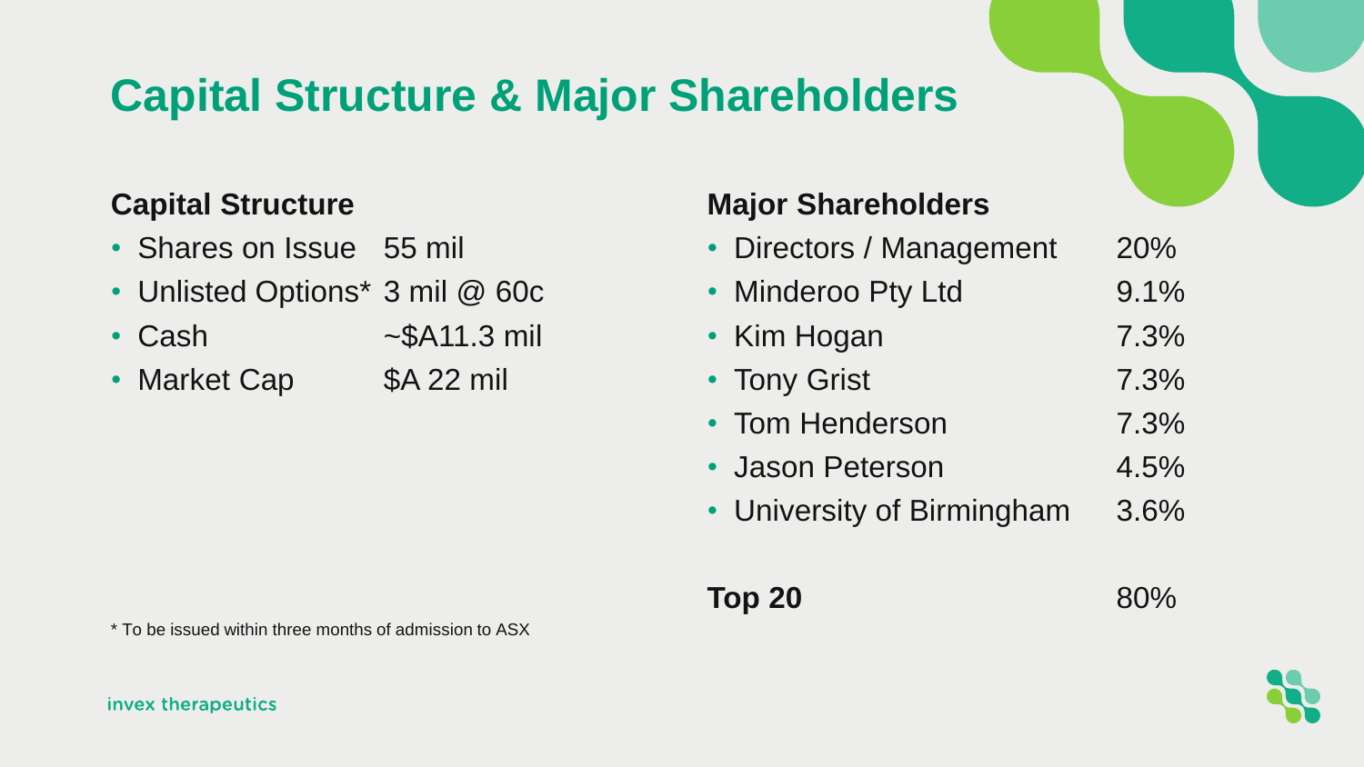# Capital Structure & Major Shareholders

## Capital Structure

| | |
|---|---|
| Shares on Issue | 55 mil |
| Unlisted Options* | 3 mil @ 60c |
| Cash | ~$A11.3 mil |
| Market Cap | $A 22 mil |

## Major Shareholders

| | |
|---|---|
| Directors / Management | 20% |
| Minderoo Pty Ltd | 9.1% |
| Kim Hogan | 7.3% |
| Tony Grist | 7.3% |
| Tom Henderson | 7.3% |
| Jason Peterson | 4.5% |
| University of Birmingham | 3.6% |
| **Top 20** | 80% |

* To be issued within three months of admission to ASX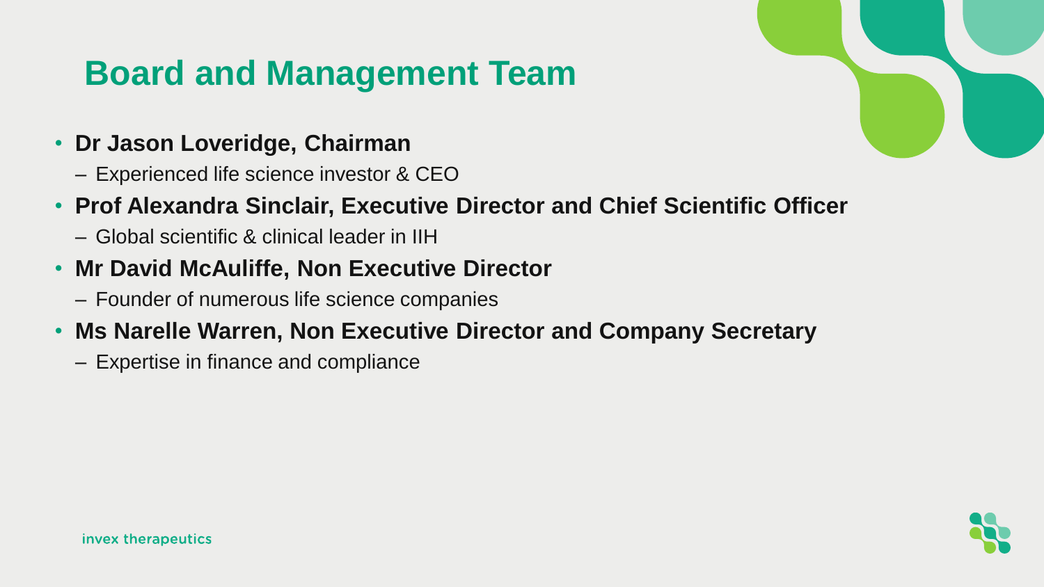# Board and Management Team

- **Dr Jason Loveridge, Chairman**
  - Experienced life science investor & CEO
- **Prof Alexandra Sinclair, Executive Director and Chief Scientific Officer**
  - Global scientific & clinical leader in IIH
- **Mr David McAuliffe, Non Executive Director**
  - Founder of numerous life science companies
- **Ms Narelle Warren, Non Executive Director and Company Secretary**
  - Expertise in finance and compliance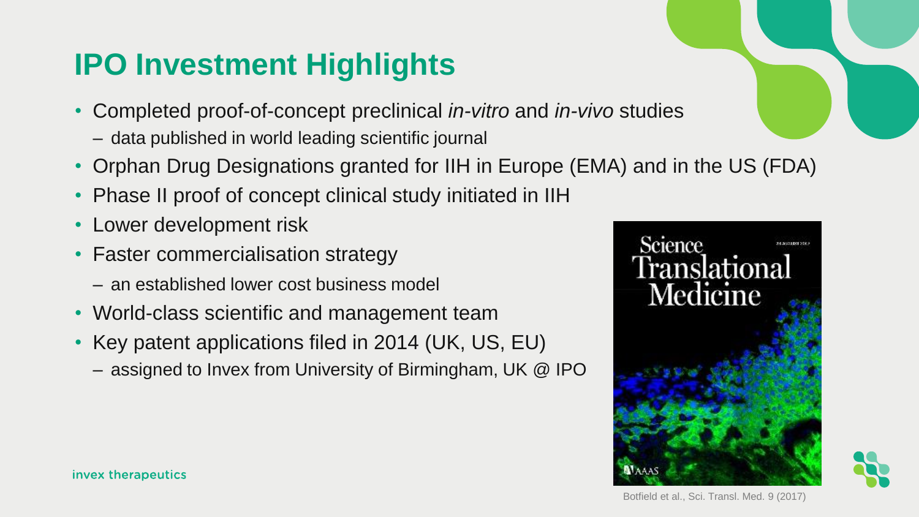# IPO Investment Highlights

- Completed proof-of-concept preclinical *in-vitro* and *in-vivo* studies
  - data published in world leading scientific journal
- Orphan Drug Designations granted for IIH in Europe (EMA) and in the US (FDA)
- Phase II proof of concept clinical study initiated in IIH
- Lower development risk
- Faster commercialisation strategy
  - an established lower cost business model
- World-class scientific and management team
- Key patent applications filed in 2014 (UK, US, EU)
  - assigned to Invex from University of Birmingham, UK @ IPO

Botfield et al., Sci. Transl. Med. 9 (2017)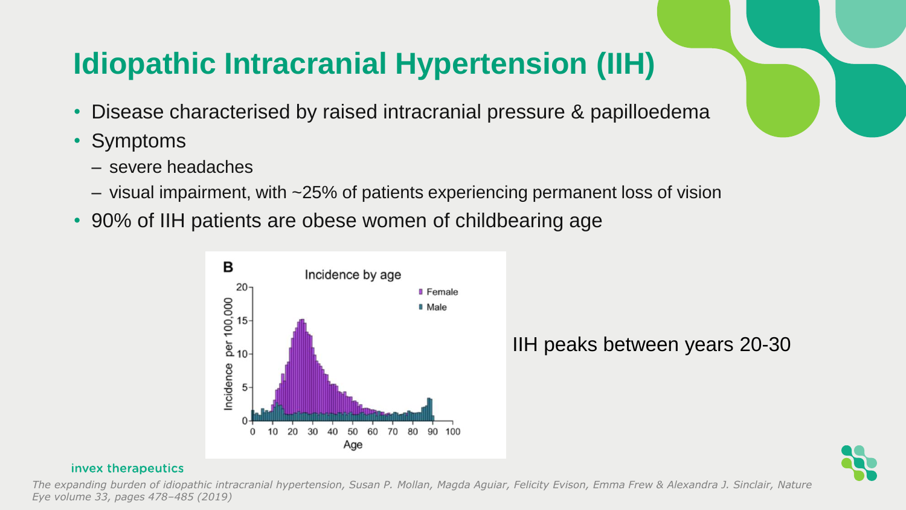# Idiopathic Intracranial Hypertension (IIH)

- Disease characterised by raised intracranial pressure & papilloedema
- Symptoms
  - severe headaches
  - visual impairment, with ~25% of patients experiencing permanent loss of vision
- 90% of IIH patients are obese women of childbearing age

IIH peaks between years 20-30

*The expanding burden of idiopathic intracranial hypertension, Susan P. Mollan, Magda Aguiar, Felicity Evison, Emma Frew & Alexandra J. Sinclair, Nature Eye volume 33, pages 478–485 (2019)*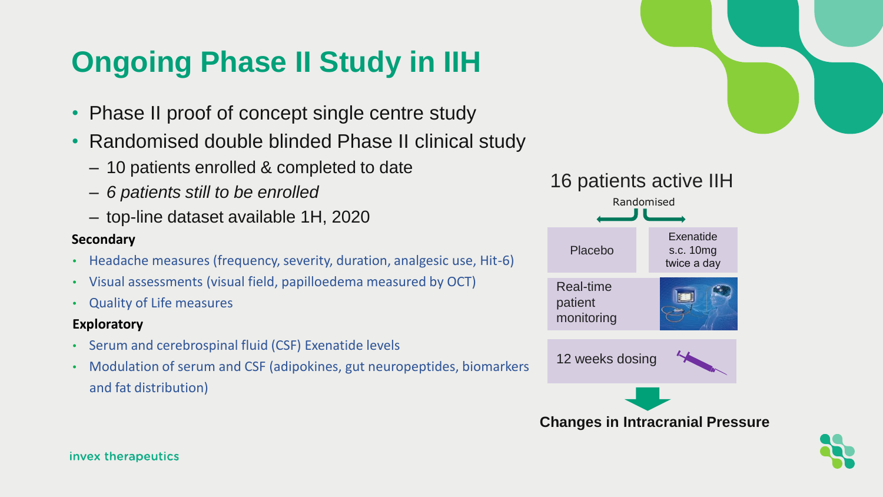# Ongoing Phase II Study in IIH

- Phase II proof of concept single centre study
- Randomised double blinded Phase II clinical study
  - 10 patients enrolled & completed to date
  - *6 patients still to be enrolled*
  - top-line dataset available 1H, 2020

**Secondary**

- Headache measures (frequency, severity, duration, analgesic use, Hit-6)
- Visual assessments (visual field, papilloedema measured by OCT)
- Quality of Life measures

**Exploratory**

- Serum and cerebrospinal fluid (CSF) Exenatide levels
- Modulation of serum and CSF (adipokines, gut neuropeptides, biomarkers and fat distribution)

16 patients active IIH

Randomised

| Placebo | Exenatide s.c. 10mg twice a day |
|---|---|

Real-time patient monitoring

12 weeks dosing

**Changes in Intracranial Pressure**

invex therapeutics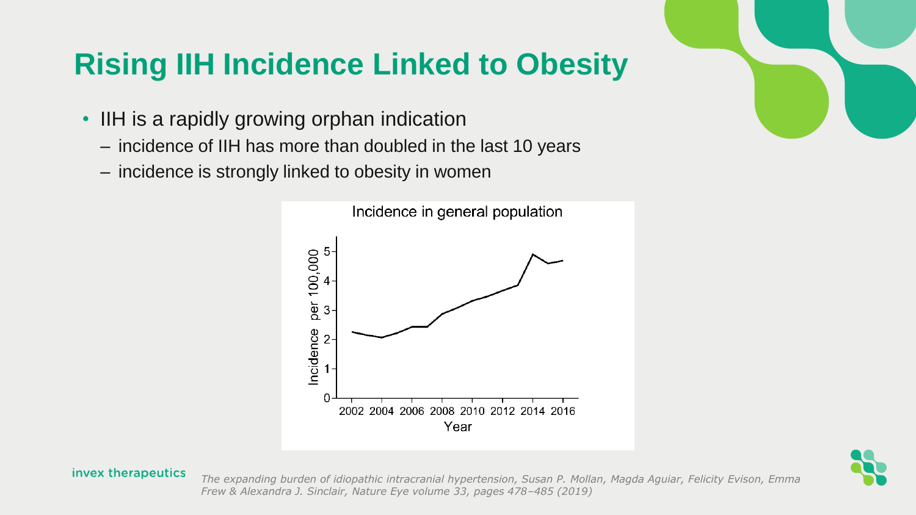# Rising IIH Incidence Linked to Obesity

- IIH is a rapidly growing orphan indication
  - incidence of IIH has more than doubled in the last 10 years
  - incidence is strongly linked to obesity in women

Incidence in general population

*The expanding burden of idiopathic intracranial hypertension, Susan P. Mollan, Magda Aguiar, Felicity Evison, Emma Frew & Alexandra J. Sinclair, Nature Eye volume 33, pages 478–485 (2019)*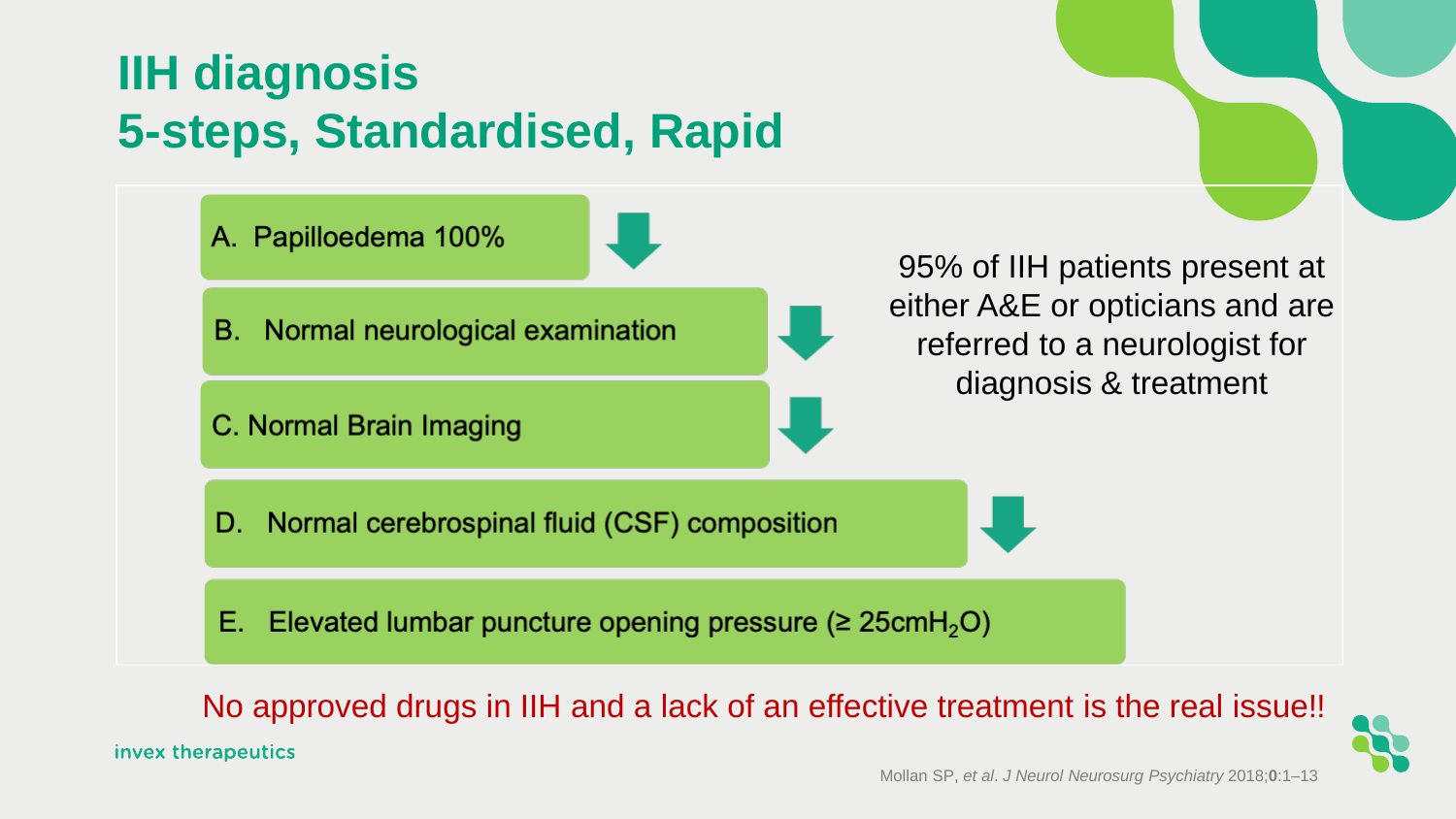# IIH diagnosis
# 5-steps, Standardised, Rapid

A. Papilloedema 100%

B. Normal neurological examination

C. Normal Brain Imaging

D. Normal cerebrospinal fluid (CSF) composition

E. Elevated lumbar puncture opening pressure (≥ 25cm$H_2O$)

95% of IIH patients present at either A&E or opticians and are referred to a neurologist for diagnosis & treatment

No approved drugs in IIH and a lack of an effective treatment is the real issue!!

invex therapeutics

Mollan SP, *et al*. *J Neurol Neurosurg Psychiatry* 2018;**0**:1–13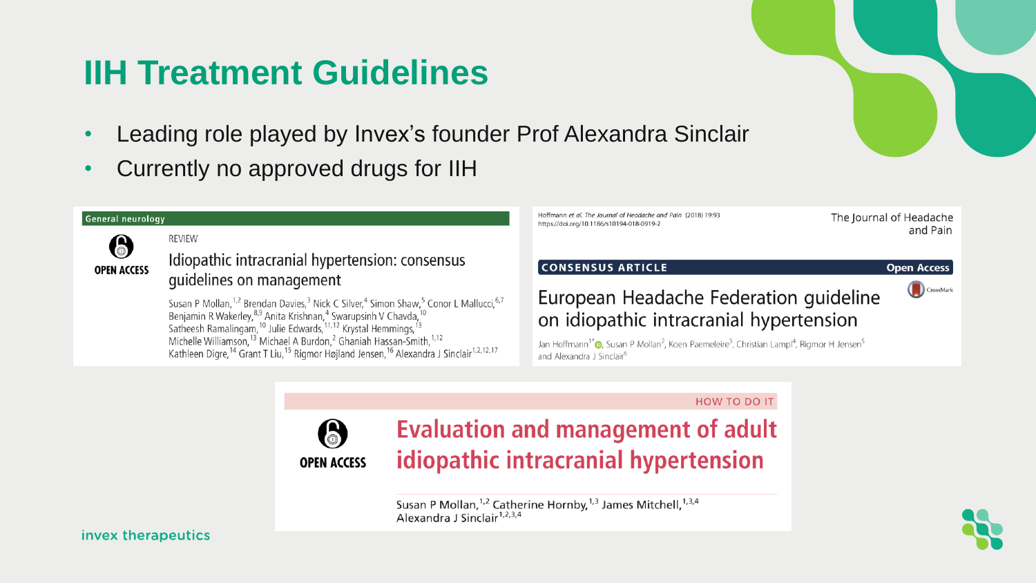# IIH Treatment Guidelines

- Leading role played by Invex's founder Prof Alexandra Sinclair
- Currently no approved drugs for IIH

General neurology

REVIEW

OPEN ACCESS

## Idiopathic intracranial hypertension: consensus guidelines on management

Susan P Mollan,[1,2] Brendan Davies,[3] Nick C Silver,[4] Simon Shaw,[5] Conor L Mallucci,[6,7] Benjamin R Wakerley,[8,9] Anita Krishnan,[4] Swarupsinh V Chavda,[10] Satheesh Ramalingam,[10] Julie Edwards,[11,12] Krystal Hemmings,[13] Michelle Williamson,[13] Michael A Burdon,[2] Ghaniah Hassan-Smith,[1,12] Kathleen Digre,[14] Grant T Liu,[15] Rigmor Højland Jensen,[16] Alexandra J Sinclair[1,2,12,17]

Hoffmann *et al. The Journal of Headache and Pain* (2018) 19:93
https://doi.org/10.1186/s10194-018-0919-2

The Journal of Headache and Pain

CONSENSUS ARTICLE — Open Access

## European Headache Federation guideline on idiopathic intracranial hypertension

Jan Hoffmann[1*], Susan P Mollan[2], Koen Paemeleire[3], Christian Lampl[4], Rigmor H Jensen[5] and Alexandra J Sinclair[6]

HOW TO DO IT

OPEN ACCESS

## Evaluation and management of adult idiopathic intracranial hypertension

Susan P Mollan,[1,2] Catherine Hornby,[1,3] James Mitchell,[1,3,4] Alexandra J Sinclair[1,2,3,4]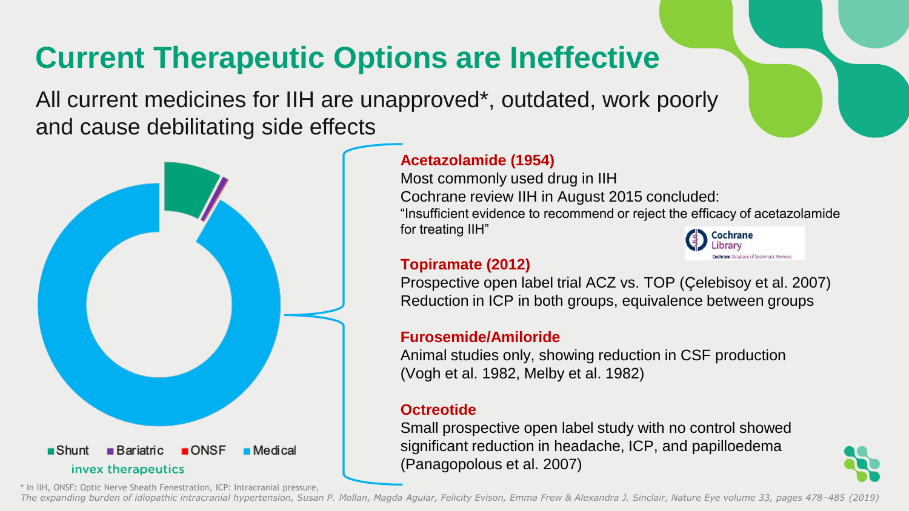# Current Therapeutic Options are Ineffective

All current medicines for IIH are unapproved*, outdated, work poorly and cause debilitating side effects

Shunt | Bariatric | ONSF | Medical

invex therapeutics

**Acetazolamide (1954)**

Most commonly used drug in IIH

Cochrane review IIH in August 2015 concluded:

"Insufficient evidence to recommend or reject the efficacy of acetazolamide for treating IIH"

Cochrane Library

**Topiramate (2012)**

Prospective open label trial ACZ vs. TOP (Çelebisoy et al. 2007)

Reduction in ICP in both groups, equivalence between groups

**Furosemide/Amiloride**

Animal studies only, showing reduction in CSF production (Vogh et al. 1982, Melby et al. 1982)

**Octreotide**

Small prospective open label study with no control showed significant reduction in headache, ICP, and papilloedema (Panagopolous et al. 2007)

\* In IIH, ONSF: Optic Nerve Sheath Fenestration, ICP: Intracranial pressure,

*The expanding burden of idiopathic intracranial hypertension, Susan P. Mollan, Magda Aguiar, Felicity Evison, Emma Frew & Alexandra J. Sinclair, Nature Eye volume 33, pages 478–485 (2019)*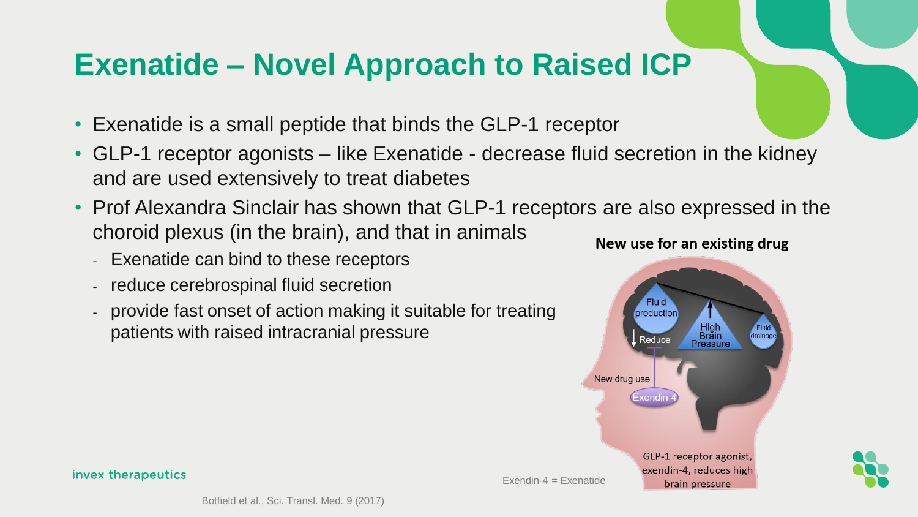# Exenatide – Novel Approach to Raised ICP

- Exenatide is a small peptide that binds the GLP-1 receptor
- GLP-1 receptor agonists – like Exenatide - decrease fluid secretion in the kidney and are used extensively to treat diabetes
- Prof Alexandra Sinclair has shown that GLP-1 receptors are also expressed in the choroid plexus (in the brain), and that in animals
  - Exenatide can bind to these receptors
  - reduce cerebrospinal fluid secretion
  - provide fast onset of action making it suitable for treating patients with raised intracranial pressure

**New use for an existing drug**

Fluid production

Reduce

High Brain Pressure

Fluid drainage

New drug use

Exendin-4

GLP-1 receptor agonist, exendin-4, reduces high brain pressure

Exendin-4 = Exenatide

Botfield et al., Sci. Transl. Med. 9 (2017)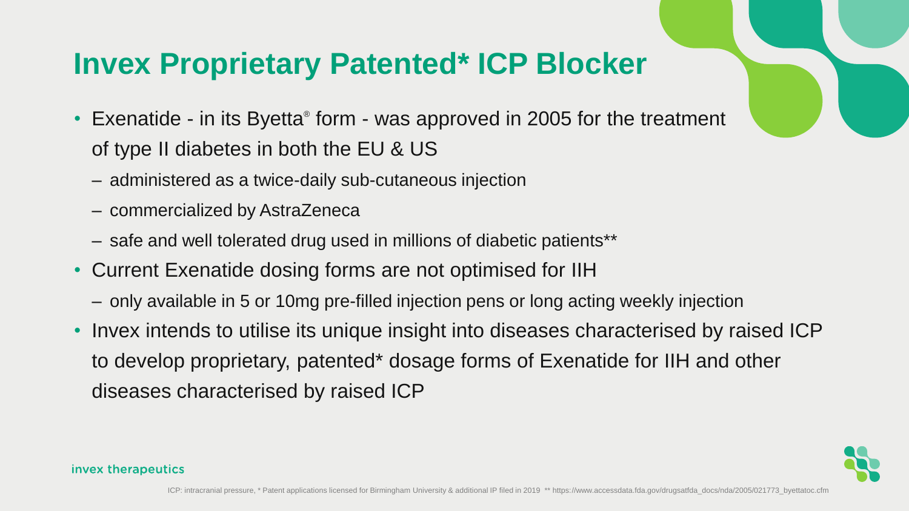# Invex Proprietary Patented* ICP Blocker

- Exenatide - in its Byetta® form - was approved in 2005 for the treatment of type II diabetes in both the EU & US
  - administered as a twice-daily sub-cutaneous injection
  - commercialized by AstraZeneca
  - safe and well tolerated drug used in millions of diabetic patients**
- Current Exenatide dosing forms are not optimised for IIH
  - only available in 5 or 10mg pre-filled injection pens or long acting weekly injection
- Invex intends to utilise its unique insight into diseases characterised by raised ICP to develop proprietary, patented* dosage forms of Exenatide for IIH and other diseases characterised by raised ICP

invex therapeutics

ICP: intracranial pressure, * Patent applications licensed for Birmingham University & additional IP filed in 2019 ** https://www.accessdata.fda.gov/drugsatfda_docs/nda/2005/021773_byettatoc.cfm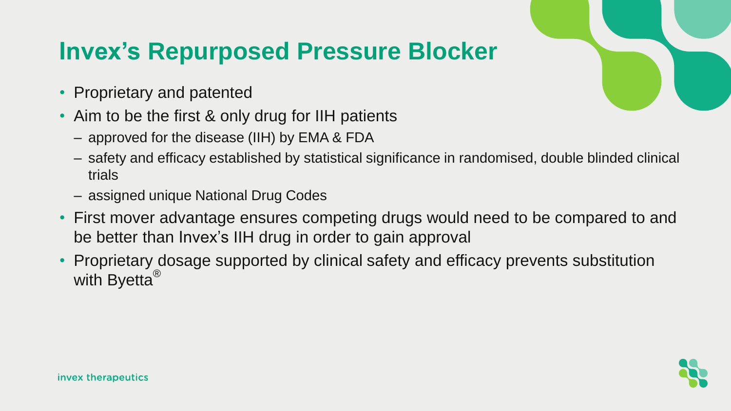# Invex's Repurposed Pressure Blocker

- Proprietary and patented
- Aim to be the first & only drug for IIH patients
  - approved for the disease (IIH) by EMA & FDA
  - safety and efficacy established by statistical significance in randomised, double blinded clinical trials
  - assigned unique National Drug Codes
- First mover advantage ensures competing drugs would need to be compared to and be better than Invex's IIH drug in order to gain approval
- Proprietary dosage supported by clinical safety and efficacy prevents substitution with Byetta®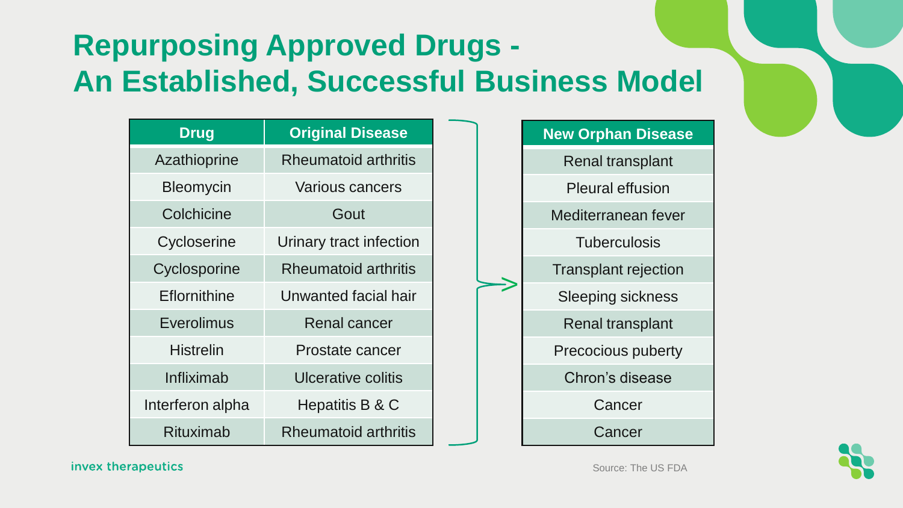# Repurposing Approved Drugs - An Established, Successful Business Model

| Drug | Original Disease | New Orphan Disease |
|---|---|---|
| Azathioprine | Rheumatoid arthritis | Renal transplant |
| Bleomycin | Various cancers | Pleural effusion |
| Colchicine | Gout | Mediterranean fever |
| Cycloserine | Urinary tract infection | Tuberculosis |
| Cyclosporine | Rheumatoid arthritis | Transplant rejection |
| Eflornithine | Unwanted facial hair | Sleeping sickness |
| Everolimus | Renal cancer | Renal transplant |
| Histrelin | Prostate cancer | Precocious puberty |
| Infliximab | Ulcerative colitis | Chron's disease |
| Interferon alpha | Hepatitis B & C | Cancer |
| Rituximab | Rheumatoid arthritis | Cancer |

Source: The US FDA

invex therapeutics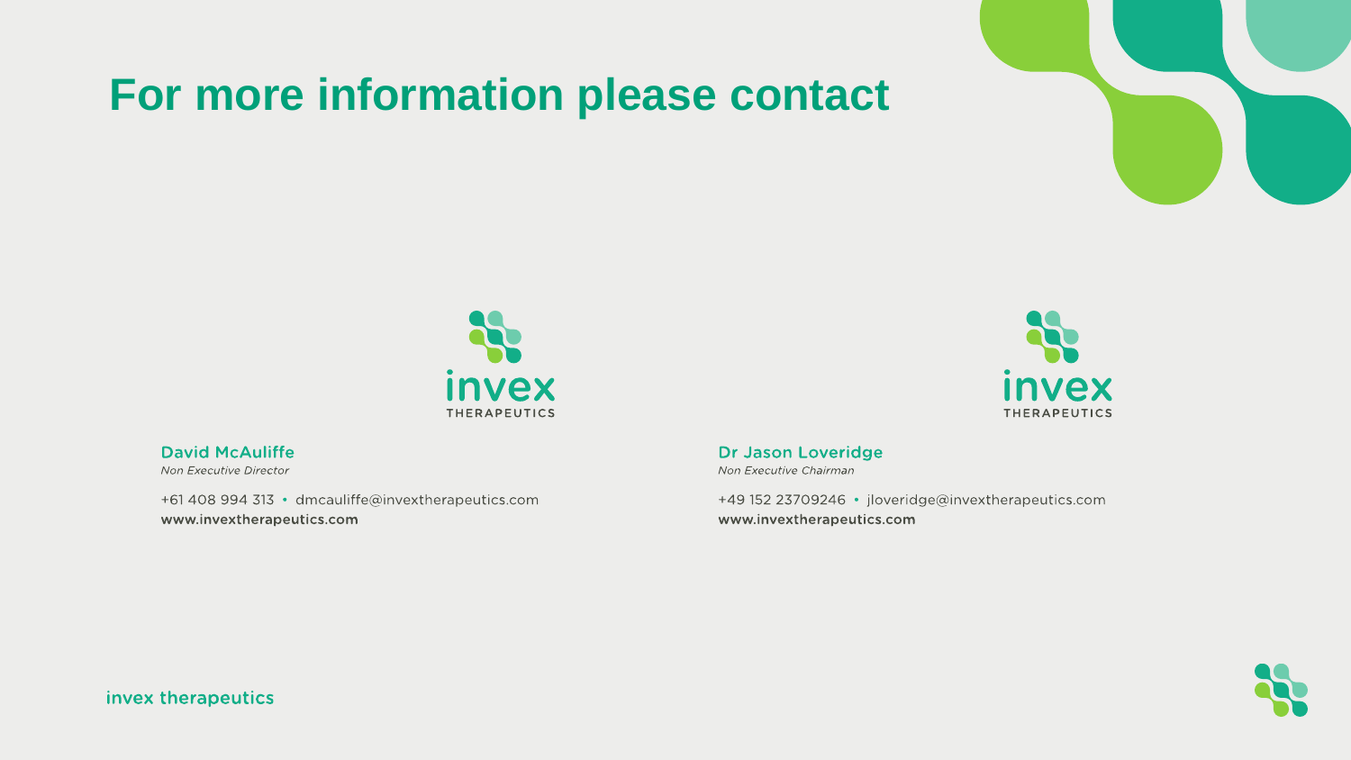# For more information please contact

**David McAuliffe**
*Non Executive Director*

+61 408 994 313 • dmcauliffe@invextherapeutics.com
www.invextherapeutics.com

**Dr Jason Loveridge**
*Non Executive Chairman*

+49 152 23709246 • jloveridge@invextherapeutics.com
www.invextherapeutics.com